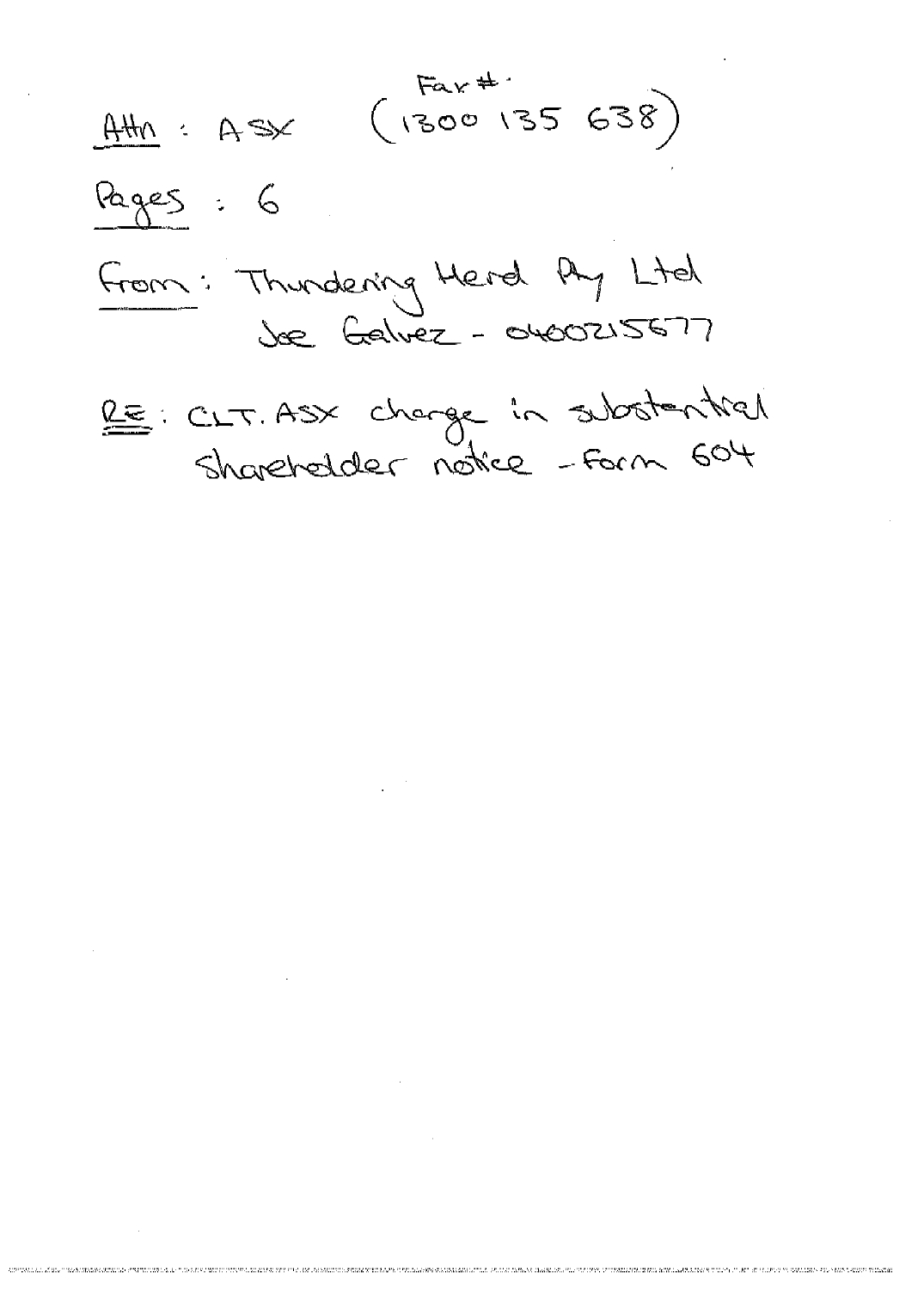Fax #.

**Attn** : ASX (1300 135 638)

**Pages** : 6

**From** : Thundering Herd Pty Ltd
Joe Galvez - 0400215677

**RE** : CLT.ASX change in substantial shareholder notice - Form 604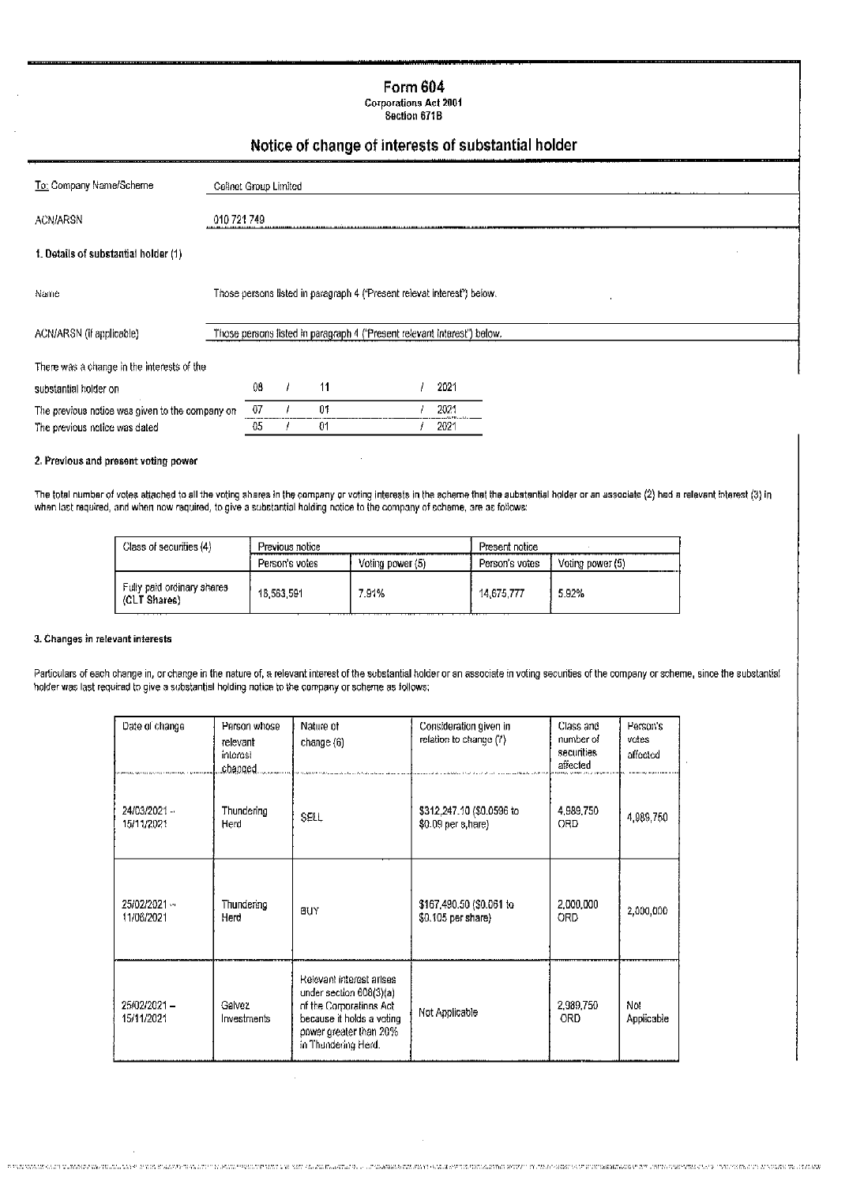# Form 604

**Corporations Act 2001**
**Section 671B**

## Notice of change of interests of substantial holder

| | |
|---|---|
| To: Company Name/Scheme | Celinet Group Limited |
| ACN/ARSN | 010 721 749 |

**1. Details of substantial holder (1)**

| | |
|---|---|
| Name | Those persons listed in paragraph 4 ("Present relevat interest") below. |
| ACN/ARSN (if applicable) | Those persons listed in paragraph 4 ("Present relevant interest") below. |

| | | | |
|---|---|---|---|
| There was a change in the interests of the substantial holder on | 08 | / 11 | / 2021 |
| The previous notice was given to the company on | 07 | / 01 | / 2021 |
| The previous notice was dated | 05 | / 01 | / 2021 |

**2. Previous and present voting power**

The total number of votes attached to all the voting shares in the company or voting interests in the scheme that the substantial holder or an associate (2) had a relevant interest (3) in when last required, and when now required, to give a substantial holding notice to the company of scheme, are as follows:

| Class of securities (4) | Previous notice | | Present notice | |
|---|---|---|---|---|
| | Person's votes | Voting power (5) | Person's votes | Voting power (5) |
| Fully paid ordinary shares (CLT Shares) | 18,563,591 | 7.91% | 14,675,777 | 5.92% |

**3. Changes in relevant interests**

Particulars of each change in, or change in the nature of, a relevant interest of the substantial holder or an associate in voting securities of the company or scheme, since the substantial holder was last required to give a substantial holding notice to the company or scheme as follows:

| Date of change | Person whose relevant interest changed | Nature of change (6) | Consideration given in relation to change (7) | Class and number of securities affected | Person's votes affected |
|---|---|---|---|---|---|
| 24/03/2021 – 15/11/2021 | Thundering Herd | SELL | $312,247.10 ($0.0596 to $0.09 per share) | 4,989,750 ORD | 4,989,750 |
| 25/02/2021 – 11/06/2021 | Thundering Herd | BUY | $167,490.50 ($0.061 to $0.105 per share) | 2,000,000 ORD | 2,000,000 |
| 25/02/2021 – 15/11/2021 | Galvez Investments | Relevant interest arises under section 608(3)(a) of the Corporations Act because it holds a voting power greater than 20% in Thundering Herd. | Not Applicable | 2,989,750 ORD | Not Applicable |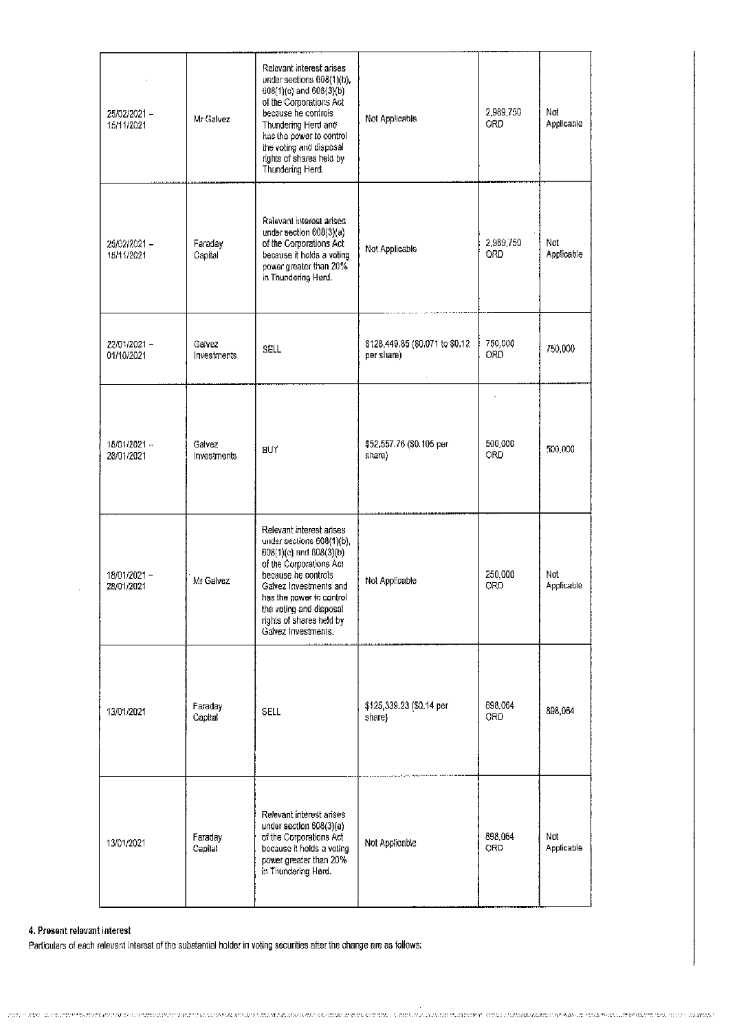| | | | | | |
|---|---|---|---|---|---|
| 25/02/2021 – 15/11/2021 | Mr Galvez | Relevant interest arises under sections 608(1)(b), 608(1)(c) and 608(3)(b) of the Corporations Act because he controls Thundering Herd and has the power to control the voting and disposal rights of shares held by Thundering Herd. | Not Applicable | 2,989,750 ORD | Not Applicable |
| 25/02/2021 – 15/11/2021 | Faraday Capital | Relevant interest arises under section 608(3)(a) of the Corporations Act because it holds a voting power greater than 20% in Thundering Herd. | Not Applicable | 2,989,750 ORD | Not Applicable |
| 22/01/2021 – 01/10/2021 | Galvez Investments | SELL | $128,449.85 ($0.071 to $0.12 per share) | 750,000 ORD | 750,000 |
| 18/01/2021 – 28/01/2021 | Galvez Investments | BUY | $52,557.76 ($0.105 per share) | 500,000 ORD | 500,000 |
| 18/01/2021 – 28/01/2021 | Mr Galvez | Relevant interest arises under sections 608(1)(b), 608(1)(c) and 608(3)(b) of the Corporations Act because he controls Galvez Investments and has the power to control the voting and disposal rights of shares held by Galvez Investments. | Not Applicable | 250,000 ORD | Not Applicable |
| 13/01/2021 | Faraday Capital | SELL | $125,339.23 ($0.14 per share) | 898,064 ORD | 898,064 |
| 13/01/2021 | Faraday Capital | Relevant interest arises under section 608(3)(a) of the Corporations Act because it holds a voting power greater than 20% in Thundering Herd. | Not Applicable | 898,064 ORD | Not Applicable |

**4. Present relevant interest**

Particulars of each relevant interest of the substantial holder in voting securities after the change are as follows: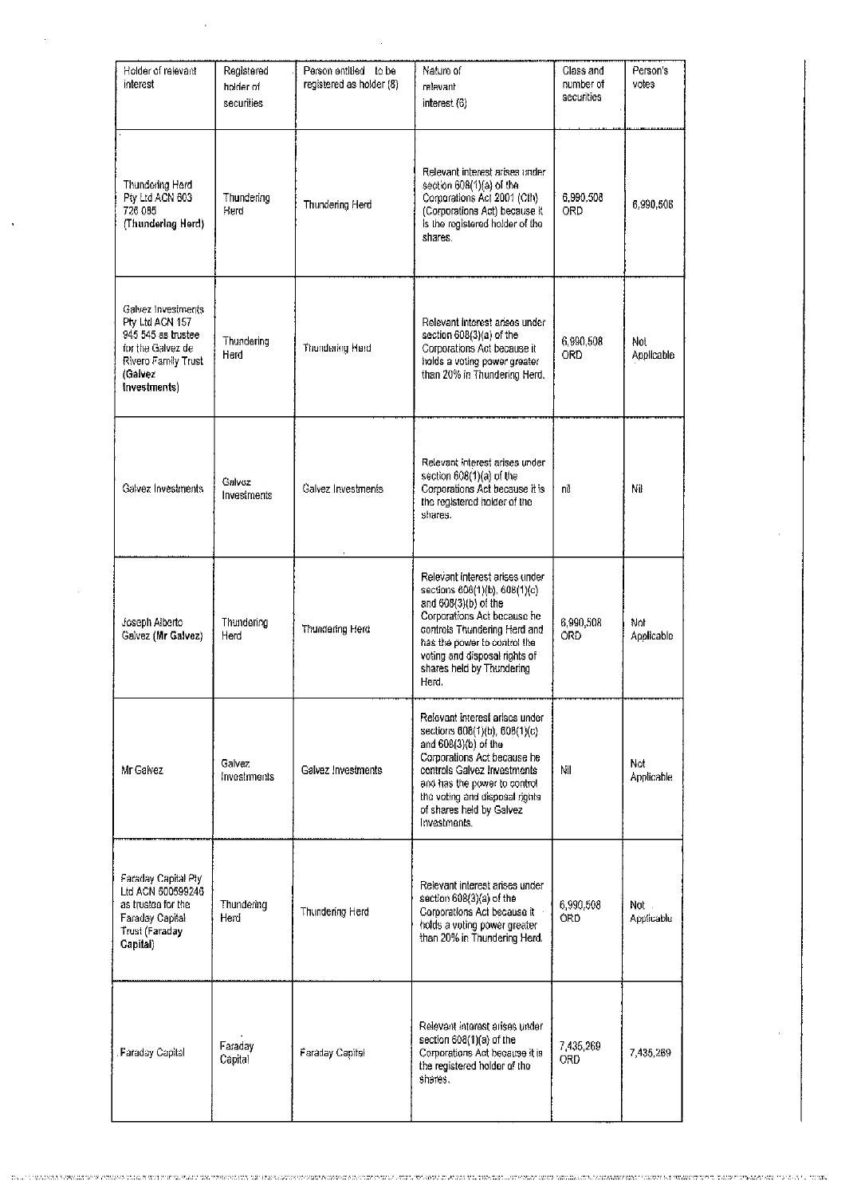| Holder of relevant interest | Registered holder of securities | Person entitled to be registered as holder (8) | Nature of relevant interest (6) | Class and number of securities | Person's votes |
|---|---|---|---|---|---|
| Thundering Herd Pty Ltd ACN 603 726 085 **(Thundering Herd)** | Thundering Herd | Thundering Herd | Relevant interest arises under section 608(1)(a) of the Corporations Act 2001 (Cth) (Corporations Act) because it is the registered holder of the shares. | 6,990,508 ORD | 6,990,508 |
| Galvez Investments Pty Ltd ACN 157 945 545 as trustee for the Galvez de Rivero Family Trust **(Galvez Investments)** | Thundering Herd | Thundering Herd | Relevant interest arises under section 608(3)(a) of the Corporations Act because it holds a voting power greater than 20% in Thundering Herd. | 6,990,508 ORD | Not Applicable |
| Galvez Investments | Galvez Investments | Galvez Investments | Relevant interest arises under section 608(1)(a) of the Corporations Act because it is the registered holder of the shares. | nil | Nil |
| Joseph Alberto Galvez **(Mr Galvez)** | Thundering Herd | Thundering Herd | Relevant interest arises under sections 608(1)(b), 608(1)(c) and 608(3)(b) of the Corporations Act because he controls Thundering Herd and has the power to control the voting and disposal rights of shares held by Thundering Herd. | 6,990,508 ORD | Not Applicable |
| Mr Galvez | Galvez Investments | Galvez Investments | Relevant interest arises under sections 608(1)(b), 608(1)(c) and 608(3)(b) of the Corporations Act because he controls Galvez Investments and has the power to control the voting and disposal rights of shares held by Galvez Investments. | Nil | Not Applicable |
| Faraday Capital Pty Ltd ACN 600599246 as trustee for the Faraday Capital Trust **(Faraday Capital)** | Thundering Herd | Thundering Herd | Relevant interest arises under section 608(3)(a) of the Corporations Act because it holds a voting power greater than 20% in Thundering Herd. | 6,990,508 ORD | Not Applicable |
| Faraday Capital | Faraday Capital | Faraday Capital | Relevant interest arises under section 608(1)(a) of the Corporations Act because it is the registered holder of the shares. | 7,435,269 ORD | 7,435,269 |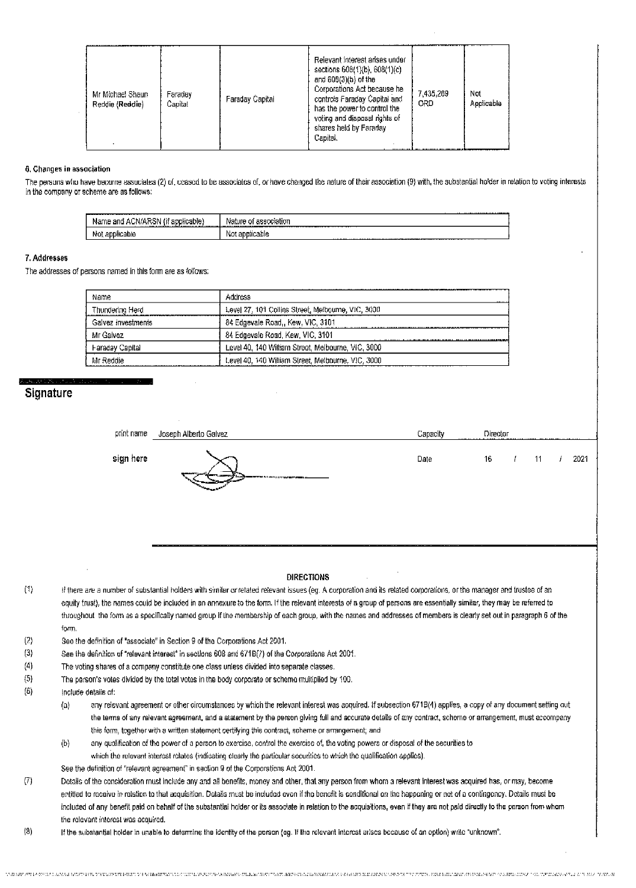| Mr Michael Shaun Reddie (Reddie) | Faraday Capital | Faraday Capital | Relevant interest arises under sections 608(1)(b), 608(1)(c) and 608(3)(b) of the Corporations Act because he controls Faraday Capital and has the power to control the voting and disposal rights of shares held by Faraday Capital. | 7,435,269 ORD | Not Applicable |
|---|---|---|---|---|---|

### 6. Changes in association

The persons who have become associates (2) of, ceased to be associates of, or have changed the nature of their association (9) with, the substantial holder in relation to voting interests in the company or scheme are as follows:

| Name and ACN/ARSN (if applicable) | Nature of association |
|---|---|
| Not applicable | Not applicable |

### 7. Addresses

The addresses of persons named in this form are as follows:

| Name | Address |
|---|---|
| Thundering Herd | Level 27, 101 Collins Street, Melbourne, VIC, 3000 |
| Galvez Investments | 84 Edgevale Road,, Kew, VIC, 3101 |
| Mr Galvez | 84 Edgevale Road, Kew, VIC, 3101 |
| Faraday Capital | Level 40, 140 William Street, Melbourne, VIC, 3000 |
| Mr Reddie | Level 40, 140 William Street, Melbourne, VIC, 3000 |

## Signature

print name Joseph Alberto Galvez    Capacity Director

sign here    Date 16 / 11 / 2021

**DIRECTIONS**

(1) If there are a number of substantial holders with similar or related relevant issues (eg. A corporation and its related corporations, or the manager and trustee of an equity trust), the names could be included in an annexure to the form. If the relevant interests of a group of persons are essentially similar, they may be referred to throughout the form as a specifically named group if the membership of each group, with the names and addresses of members is clearly set out in paragraph 6 of the form.

(2) See the definition of "associate" in Section 9 of the Corporations Act 2001.

(3) See the definition of "relevant interest" in sections 608 and 671B(7) of the Corporations Act 2001.

(4) The voting shares of a company constitute one class unless divided into separate classes.

(5) The person's votes divided by the total votes in the body corporate or scheme multiplied by 100.

(6) Include details of:

(a) any relevant agreement or other circumstances by which the relevant interest was acquired. If subsection 671B(4) applies, a copy of any document setting out the terms of any relevant agreement, and a statement by the person giving full and accurate details of any contract, scheme or arrangement, must accompany this form, together with a written statement certifying this contract, scheme or arrangement; and

(b) any qualification of the power of a person to exercise, control the exercise of, the voting powers or disposal of the securities to which the relevant interest relates (indicating clearly the particular securities to which the qualification applies).

See the definition of "relevant agreement" in section 9 of the Corporations Act 2001.

(7) Details of the consideration must include any and all benefits, money and other, that any person from whom a relevant interest was acquired has, or may, become entitled to receive in relation to that acquisition. Details must be included even if the benefit is conditional on the happening or not of a contingency. Details must be included of any benefit paid on behalf of the substantial holder or its associate in relation to the acquisitions, even if they are not paid directly to the person from whom the relevant interest was acquired.

(8) If the substantial holder in unable to determine the identity of the person (eg. If the relevant interest arises because of an option) write "unknown".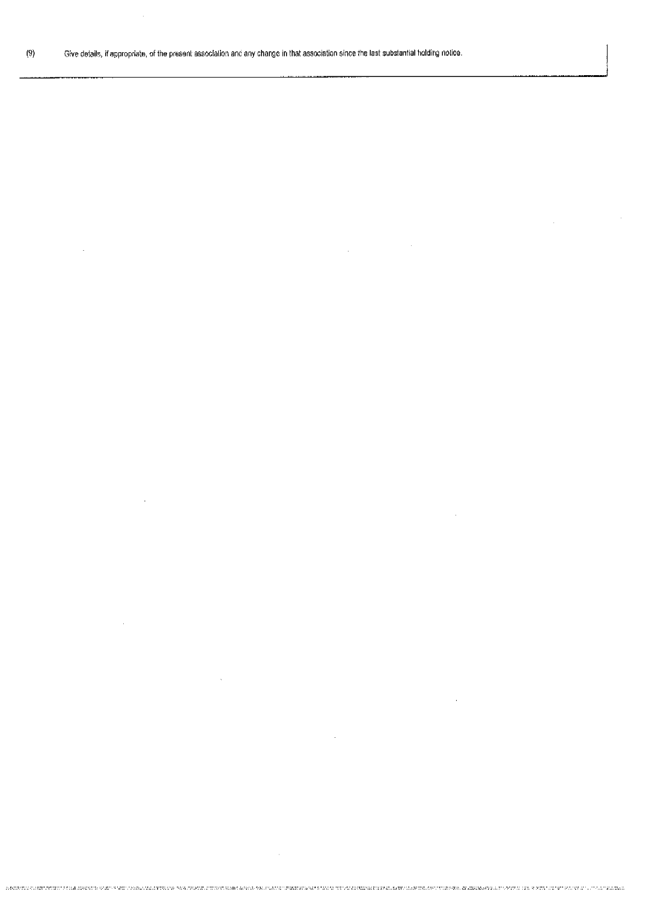(9) Give details, if appropriate, of the present association and any change in that association since the last substantial holding notice.